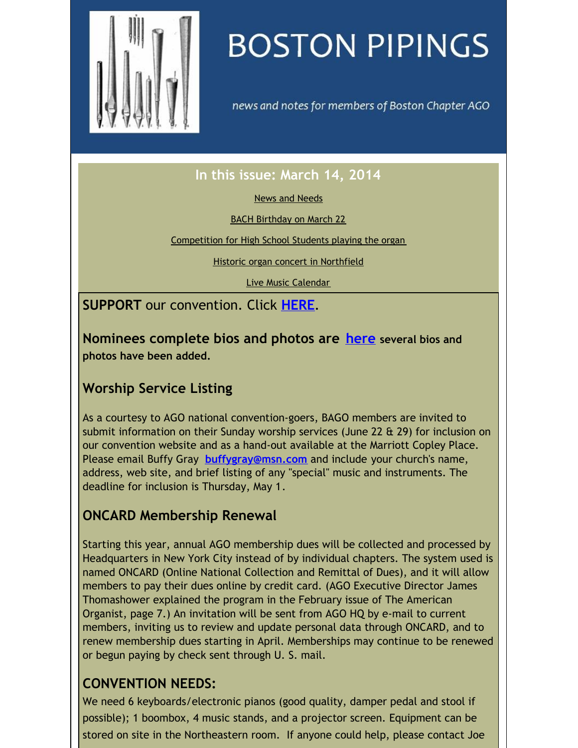# BOSTON PIPINGS

*news and notes for members of Boston Chapter AGO*

## In this issue: March 14, 2014

News and Needs

BACH Birthday on March 22

Competition for High School Students playing the organ

Historic organ concert in Northfield

Live Music Calendar

**SUPPORT** our convention. Click **HERE**.

**Nominees complete bios and photos are here several bios and photos have been added.**

## Worship Service Listing

As a courtesy to AGO national convention-goers, BAGO members are invited to submit information on their Sunday worship services (June 22 & 29) for inclusion on our convention website and as a hand-out available at the Marriott Copley Place. Please email Buffy Gray **buffygray@msn.com** and include your church's name, address, web site, and brief listing of any "special" music and instruments. The deadline for inclusion is Thursday, May 1.

## ONCARD Membership Renewal

Starting this year, annual AGO membership dues will be collected and processed by Headquarters in New York City instead of by individual chapters. The system used is named ONCARD (Online National Collection and Remittal of Dues), and it will allow members to pay their dues online by credit card. (AGO Executive Director James Thomashower explained the program in the February issue of The American Organist, page 7.) An invitation will be sent from AGO HQ by e-mail to current members, inviting us to review and update personal data through ONCARD, and to renew membership dues starting in April. Memberships may continue to be renewed or begun paying by check sent through U. S. mail.

## CONVENTION NEEDS:

We need 6 keyboards/electronic pianos (good quality, damper pedal and stool if possible); 1 boombox, 4 music stands, and a projector screen. Equipment can be stored on site in the Northeastern room. If anyone could help, please contact Joe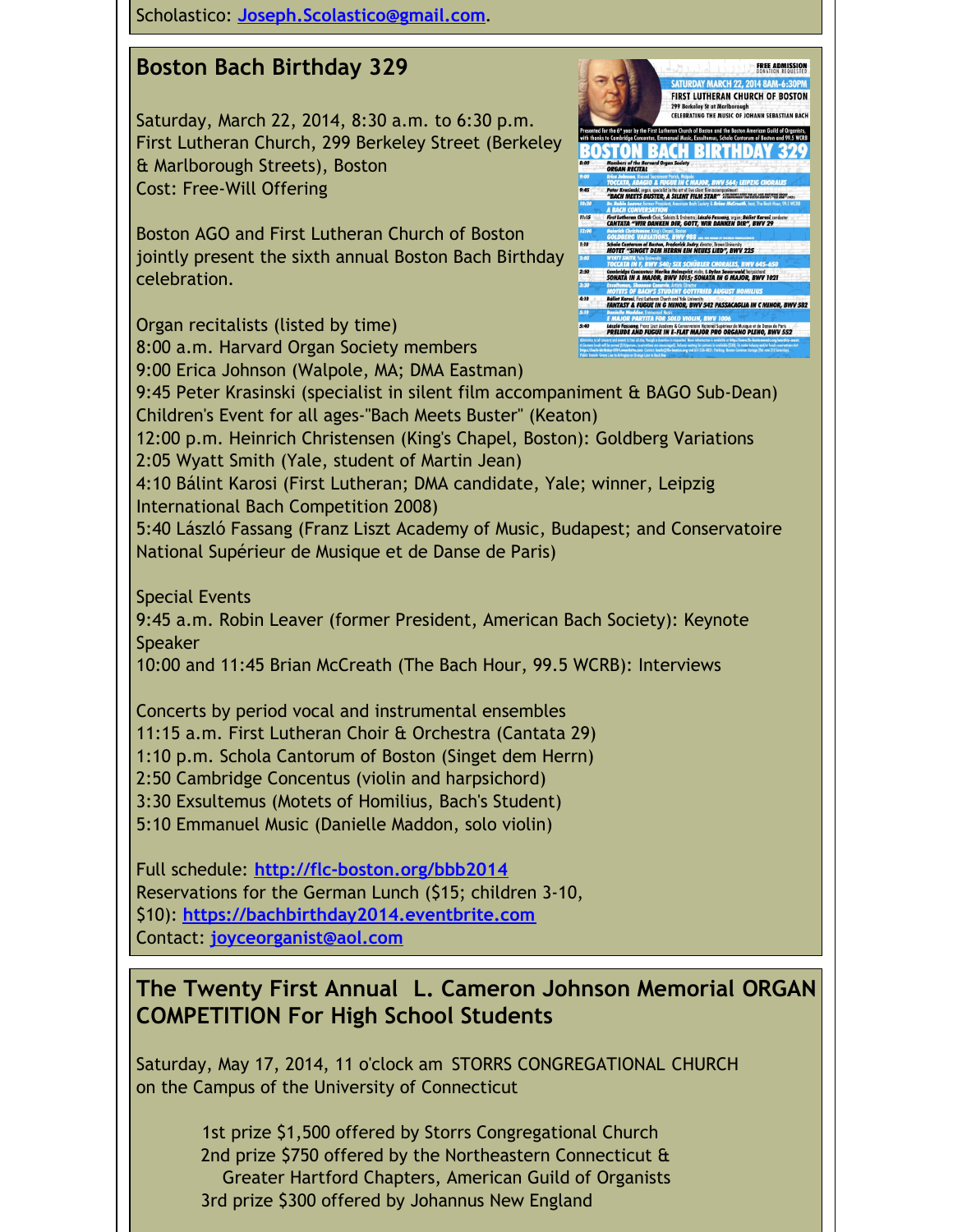Scholastico: [Joseph.Scolastico@gmail.com](mailto:Joseph.Scolastico@gmail.com).

## Boston Bach Birthday 329

Saturday, March 22, 2014, 8:30 a.m. to 6:30 p.m.
First Lutheran Church, 299 Berkeley Street (Berkeley & Marlborough Streets), Boston
Cost: Free-Will Offering

Boston AGO and First Lutheran Church of Boston jointly present the sixth annual Boston Bach Birthday celebration.

Organ recitalists (listed by time)
8:00 a.m. Harvard Organ Society members
9:00 Erica Johnson (Walpole, MA; DMA Eastman)
9:45 Peter Krasinski (specialist in silent film accompaniment & BAGO Sub-Dean) Children's Event for all ages-"Bach Meets Buster" (Keaton)
12:00 p.m. Heinrich Christensen (King's Chapel, Boston): Goldberg Variations
2:05 Wyatt Smith (Yale, student of Martin Jean)
4:10 Bálint Karosi (First Lutheran; DMA candidate, Yale; winner, Leipzig International Bach Competition 2008)
5:40 László Fassang (Franz Liszt Academy of Music, Budapest; and Conservatoire National Supérieur de Musique et de Danse de Paris)

Special Events
9:45 a.m. Robin Leaver (former President, American Bach Society): Keynote Speaker
10:00 and 11:45 Brian McCreath (The Bach Hour, 99.5 WCRB): Interviews

Concerts by period vocal and instrumental ensembles
11:15 a.m. First Lutheran Choir & Orchestra (Cantata 29)
1:10 p.m. Schola Cantorum of Boston (Singet dem Herrn)
2:50 Cambridge Concentus (violin and harpsichord)
3:30 Exsultemus (Motets of Homilius, Bach's Student)
5:10 Emmanuel Music (Danielle Maddon, solo violin)

Full schedule: [http://flc-boston.org/bbb2014](http://flc-boston.org/bbb2014)
Reservations for the German Lunch ($15; children 3-10, $10): [https://bachbirthday2014.eventbrite.com](https://bachbirthday2014.eventbrite.com)
Contact: [joyceorganist@aol.com](mailto:joyceorganist@aol.com)

## The Twenty First Annual L. Cameron Johnson Memorial ORGAN COMPETITION For High School Students

Saturday, May 17, 2014, 11 o'clock am STORRS CONGREGATIONAL CHURCH on the Campus of the University of Connecticut

1st prize $1,500 offered by Storrs Congregational Church
2nd prize $750 offered by the Northeastern Connecticut & Greater Hartford Chapters, American Guild of Organists
3rd prize $300 offered by Johannus New England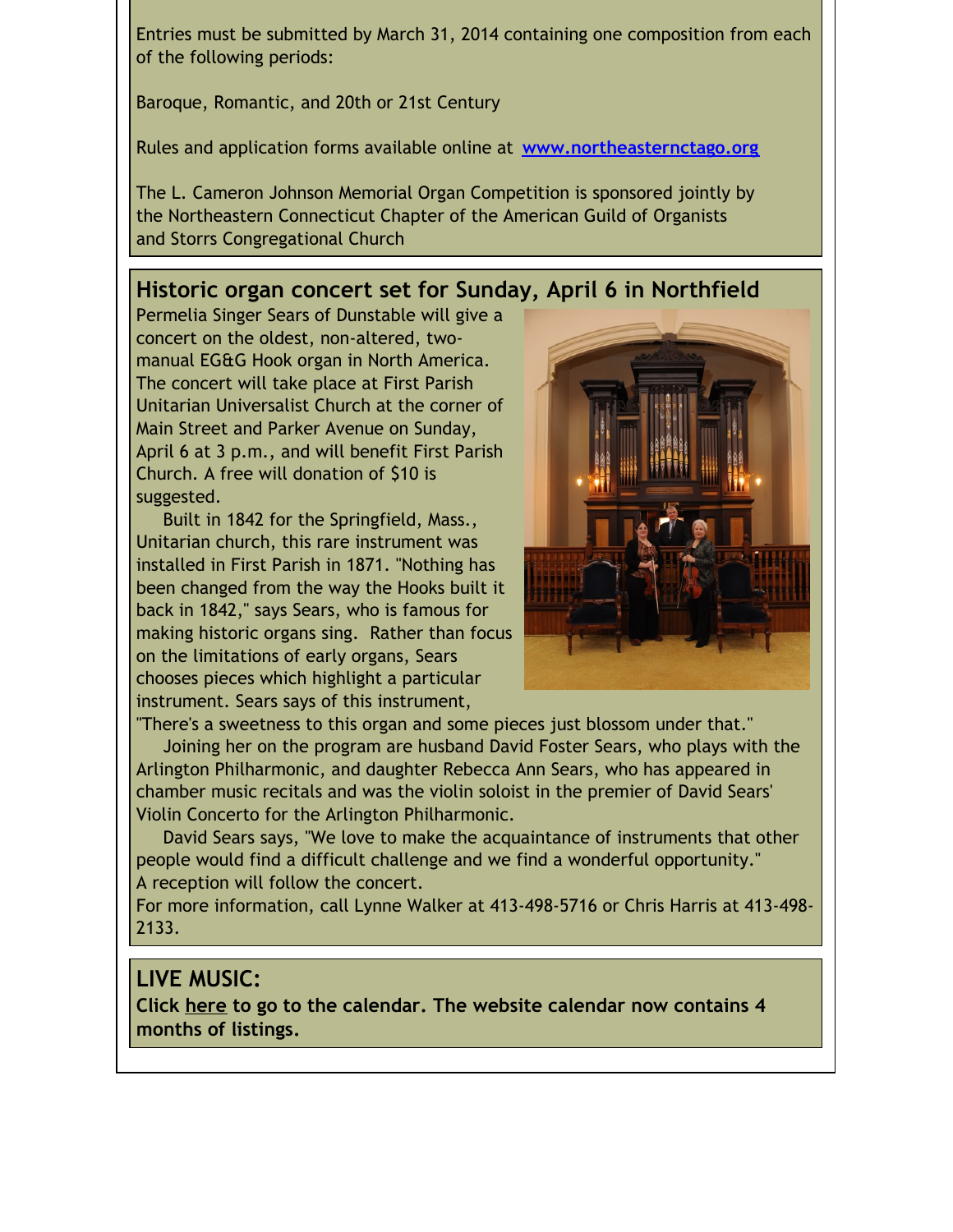Entries must be submitted by March 31, 2014 containing one composition from each of the following periods:

Baroque, Romantic, and 20th or 21st Century

Rules and application forms available online at **www.northeasternctago.org**

The L. Cameron Johnson Memorial Organ Competition is sponsored jointly by the Northeastern Connecticut Chapter of the American Guild of Organists and Storrs Congregational Church

## Historic organ concert set for Sunday, April 6 in Northfield

Permelia Singer Sears of Dunstable will give a concert on the oldest, non-altered, two-manual EG&G Hook organ in North America. The concert will take place at First Parish Unitarian Universalist Church at the corner of Main Street and Parker Avenue on Sunday, April 6 at 3 p.m., and will benefit First Parish Church. A free will donation of $10 is suggested.

Built in 1842 for the Springfield, Mass., Unitarian church, this rare instrument was installed in First Parish in 1871. "Nothing has been changed from the way the Hooks built it back in 1842," says Sears, who is famous for making historic organs sing. Rather than focus on the limitations of early organs, Sears chooses pieces which highlight a particular instrument. Sears says of this instrument, "There's a sweetness to this organ and some pieces just blossom under that."

Joining her on the program are husband David Foster Sears, who plays with the Arlington Philharmonic, and daughter Rebecca Ann Sears, who has appeared in chamber music recitals and was the violin soloist in the premier of David Sears' Violin Concerto for the Arlington Philharmonic.

David Sears says, "We love to make the acquaintance of instruments that other people would find a difficult challenge and we find a wonderful opportunity."

A reception will follow the concert.

For more information, call Lynne Walker at 413-498-5716 or Chris Harris at 413-498-2133.

## LIVE MUSIC:

**Click here to go to the calendar. The website calendar now contains 4 months of listings.**